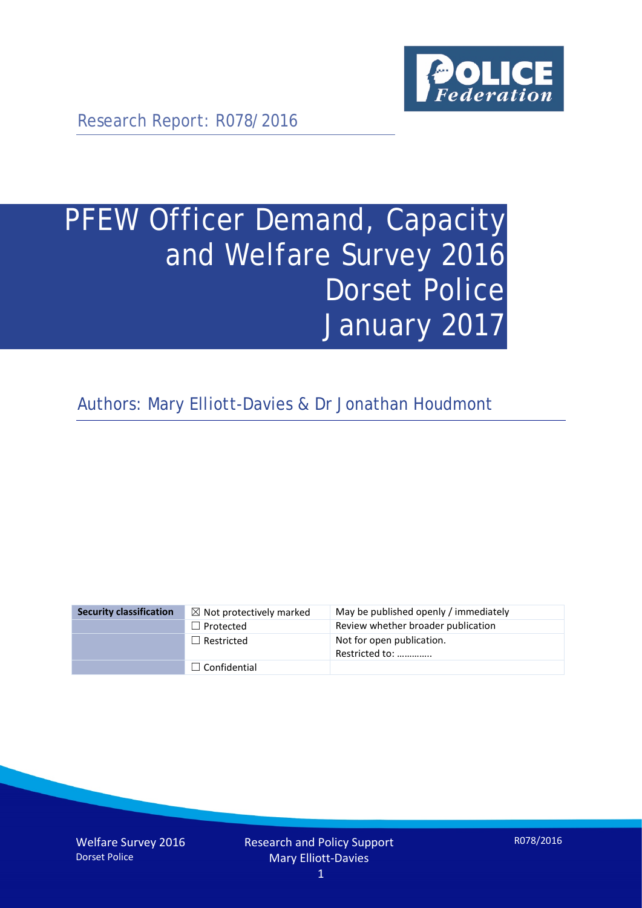Research Report: R078/2016

# PFEW Officer Demand, Capacity and Welfare Survey 2016 Dorset Police January 2017

Authors: Mary Elliott-Davies & Dr Jonathan Houdmont

| Security classification | | |
|---|---|---|
| | ☒ Not protectively marked | May be published openly / immediately |
| | ☐ Protected | Review whether broader publication |
| | ☐ Restricted | Not for open publication. Restricted to: ………….. |
| | ☐ Confidential | |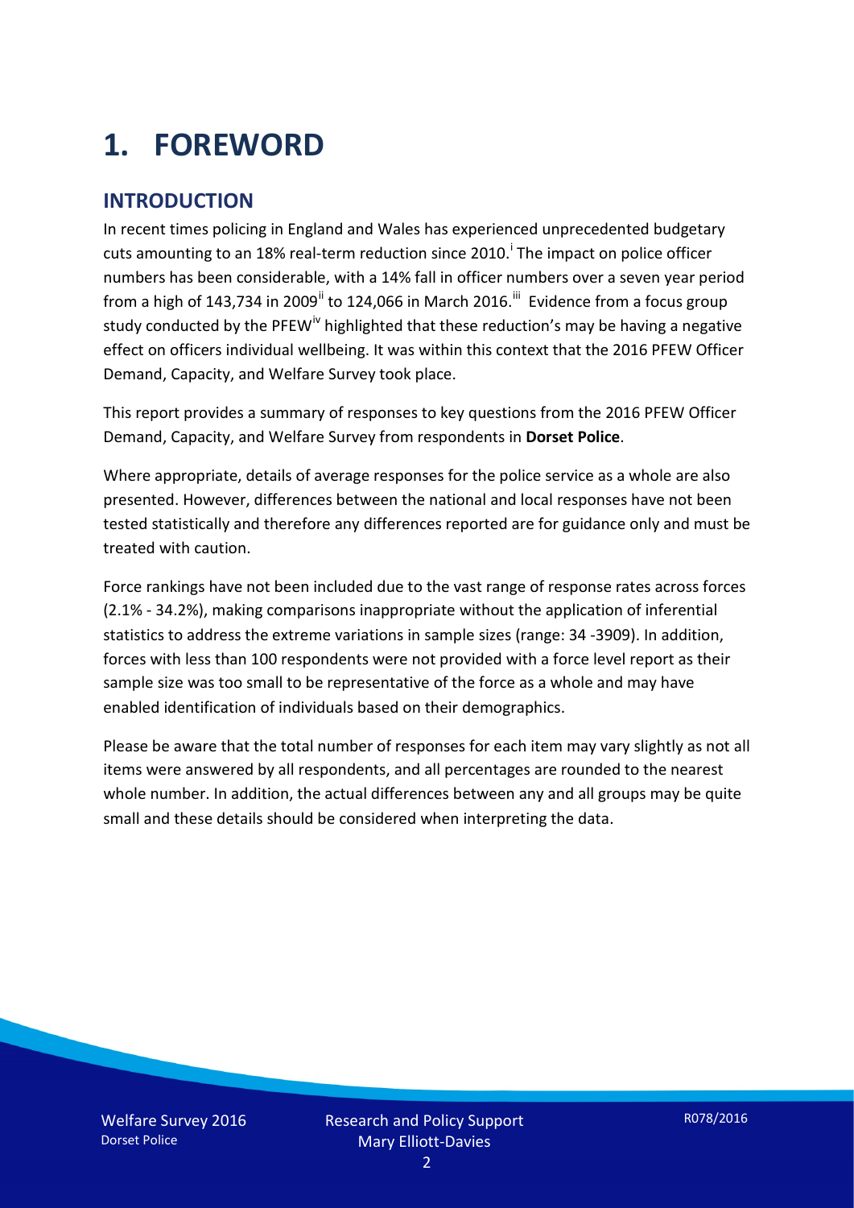# 1. FOREWORD

## INTRODUCTION

In recent times policing in England and Wales has experienced unprecedented budgetary cuts amounting to an 18% real-term reduction since 2010.[i] The impact on police officer numbers has been considerable, with a 14% fall in officer numbers over a seven year period from a high of 143,734 in 2009[ii] to 124,066 in March 2016.[iii] Evidence from a focus group study conducted by the PFEW[iv] highlighted that these reduction's may be having a negative effect on officers individual wellbeing. It was within this context that the 2016 PFEW Officer Demand, Capacity, and Welfare Survey took place.

This report provides a summary of responses to key questions from the 2016 PFEW Officer Demand, Capacity, and Welfare Survey from respondents in **Dorset Police**.

Where appropriate, details of average responses for the police service as a whole are also presented. However, differences between the national and local responses have not been tested statistically and therefore any differences reported are for guidance only and must be treated with caution.

Force rankings have not been included due to the vast range of response rates across forces (2.1% - 34.2%), making comparisons inappropriate without the application of inferential statistics to address the extreme variations in sample sizes (range: 34 -3909). In addition, forces with less than 100 respondents were not provided with a force level report as their sample size was too small to be representative of the force as a whole and may have enabled identification of individuals based on their demographics.

Please be aware that the total number of responses for each item may vary slightly as not all items were answered by all respondents, and all percentages are rounded to the nearest whole number. In addition, the actual differences between any and all groups may be quite small and these details should be considered when interpreting the data.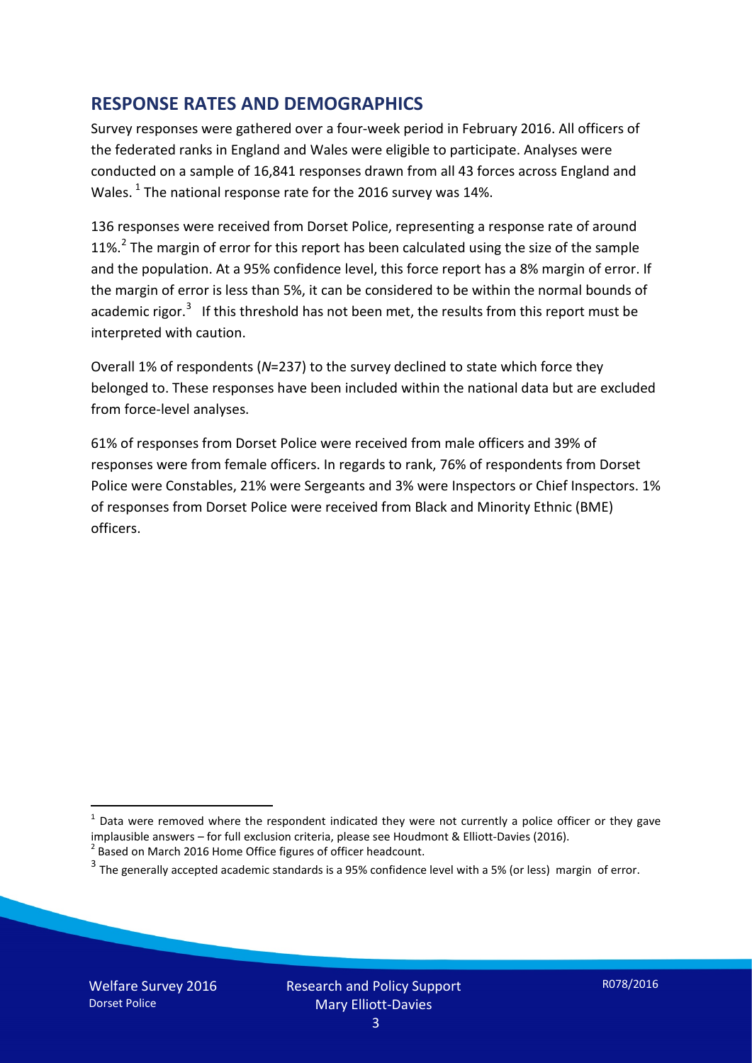## RESPONSE RATES AND DEMOGRAPHICS

Survey responses were gathered over a four-week period in February 2016. All officers of the federated ranks in England and Wales were eligible to participate. Analyses were conducted on a sample of 16,841 responses drawn from all 43 forces across England and Wales. [1] The national response rate for the 2016 survey was 14%.

136 responses were received from Dorset Police, representing a response rate of around 11%. [2] The margin of error for this report has been calculated using the size of the sample and the population. At a 95% confidence level, this force report has a 8% margin of error. If the margin of error is less than 5%, it can be considered to be within the normal bounds of academic rigor. [3] If this threshold has not been met, the results from this report must be interpreted with caution.

Overall 1% of respondents (*N*=237) to the survey declined to state which force they belonged to. These responses have been included within the national data but are excluded from force-level analyses.

61% of responses from Dorset Police were received from male officers and 39% of responses were from female officers. In regards to rank, 76% of respondents from Dorset Police were Constables, 21% were Sergeants and 3% were Inspectors or Chief Inspectors. 1% of responses from Dorset Police were received from Black and Minority Ethnic (BME) officers.

---

[1] Data were removed where the respondent indicated they were not currently a police officer or they gave implausible answers – for full exclusion criteria, please see Houdmont & Elliott-Davies (2016).

[2] Based on March 2016 Home Office figures of officer headcount.

[3] The generally accepted academic standards is a 95% confidence level with a 5% (or less) margin of error.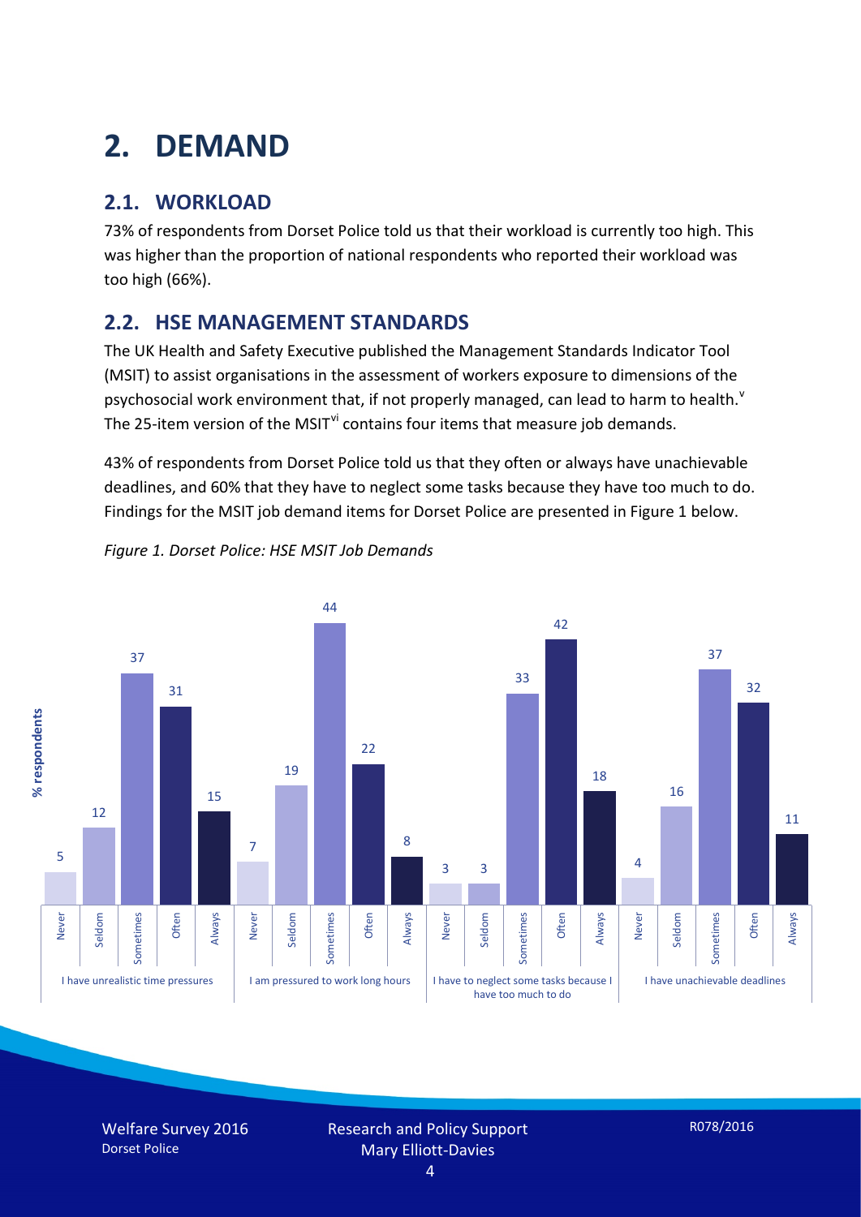# 2. DEMAND

## 2.1. WORKLOAD

73% of respondents from Dorset Police told us that their workload is currently too high. This was higher than the proportion of national respondents who reported their workload was too high (66%).

## 2.2. HSE MANAGEMENT STANDARDS

The UK Health and Safety Executive published the Management Standards Indicator Tool (MSIT) to assist organisations in the assessment of workers exposure to dimensions of the psychosocial work environment that, if not properly managed, can lead to harm to health.[v] The 25-item version of the MSIT[vi] contains four items that measure job demands.

43% of respondents from Dorset Police told us that they often or always have unachievable deadlines, and 60% that they have to neglect some tasks because they have too much to do. Findings for the MSIT job demand items for Dorset Police are presented in Figure 1 below.

*Figure 1. Dorset Police: HSE MSIT Job Demands*

| % respondents | Never | Seldom | Sometimes | Often | Always |
|---|---|---|---|---|---|
| I have unrealistic time pressures | 5 | 12 | 37 | 31 | 15 |
| I am pressured to work long hours | 7 | 19 | 44 | 22 | 8 |
| I have to neglect some tasks because I have too much to do | 3 | 3 | 33 | 42 | 18 |
| I have unachievable deadlines | 4 | 16 | 37 | 32 | 11 |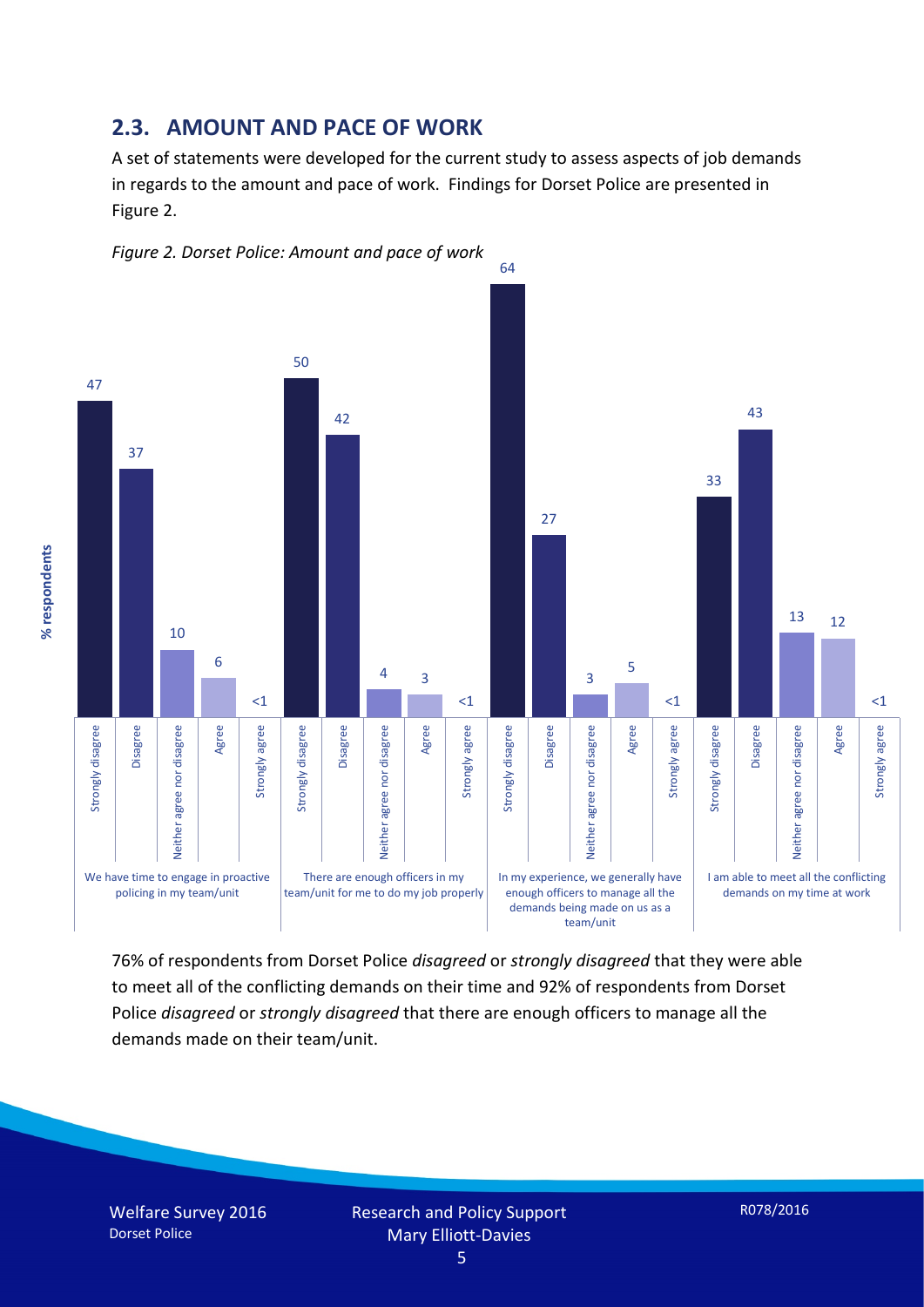## 2.3. AMOUNT AND PACE OF WORK

A set of statements were developed for the current study to assess aspects of job demands in regards to the amount and pace of work. Findings for Dorset Police are presented in Figure 2.

*Figure 2. Dorset Police: Amount and pace of work*

| % respondents | Strongly disagree | Disagree | Neither agree nor disagree | Agree | Strongly agree |
|---|---|---|---|---|---|
| We have time to engage in proactive policing in my team/unit | 47 | 37 | 10 | 6 | <1 |
| There are enough officers in my team/unit for me to do my job properly | 50 | 42 | 4 | 3 | <1 |
| In my experience, we generally have enough officers to manage all the demands being made on us as a team/unit | 64 | 27 | 3 | 5 | <1 |
| I am able to meet all the conflicting demands on my time at work | 33 | 43 | 13 | 12 | <1 |

76% of respondents from Dorset Police *disagreed* or *strongly disagreed* that they were able to meet all of the conflicting demands on their time and 92% of respondents from Dorset Police *disagreed* or *strongly disagreed* that there are enough officers to manage all the demands made on their team/unit.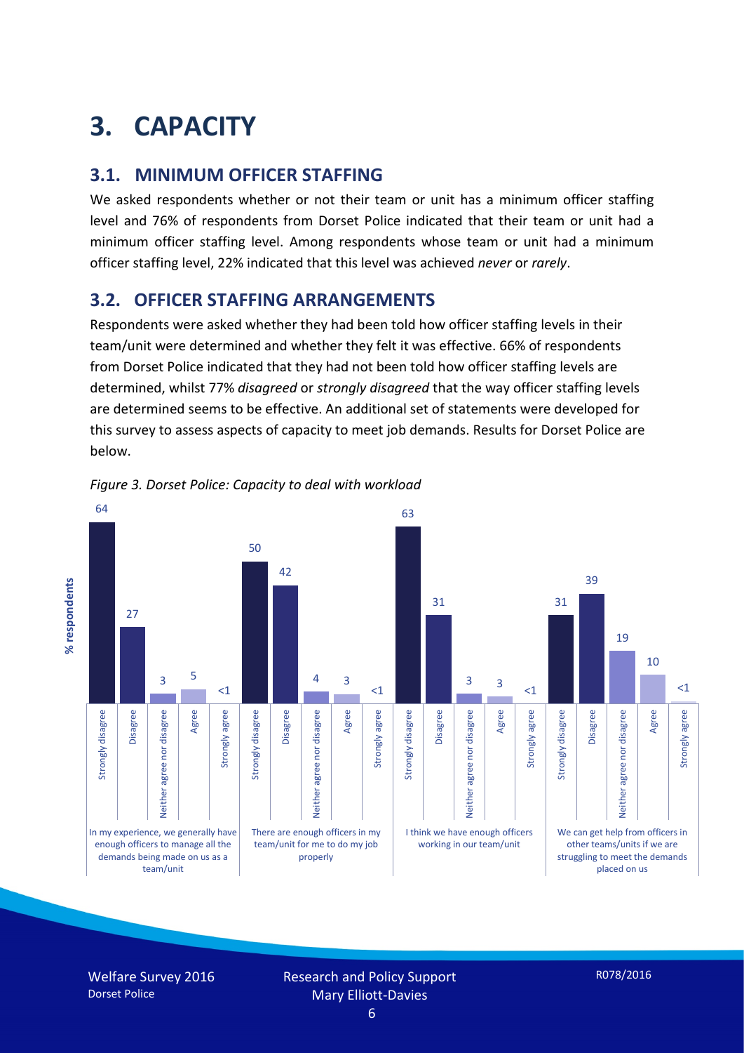# 3. CAPACITY

## 3.1. MINIMUM OFFICER STAFFING

We asked respondents whether or not their team or unit has a minimum officer staffing level and 76% of respondents from Dorset Police indicated that their team or unit had a minimum officer staffing level. Among respondents whose team or unit had a minimum officer staffing level, 22% indicated that this level was achieved *never* or *rarely*.

## 3.2. OFFICER STAFFING ARRANGEMENTS

Respondents were asked whether they had been told how officer staffing levels in their team/unit were determined and whether they felt it was effective. 66% of respondents from Dorset Police indicated that they had not been told how officer staffing levels are determined, whilst 77% *disagreed* or *strongly disagreed* that the way officer staffing levels are determined seems to be effective. An additional set of statements were developed for this survey to assess aspects of capacity to meet job demands. Results for Dorset Police are below.

*Figure 3. Dorset Police: Capacity to deal with workload*

| Statement (% respondents) | Strongly disagree | Disagree | Neither agree nor disagree | Agree | Strongly agree |
|---|---|---|---|---|---|
| In my experience, we generally have enough officers to manage all the demands being made on us as a team/unit | 64 | 27 | 3 | 5 | <1 |
| There are enough officers in my team/unit for me to do my job properly | 50 | 42 | 4 | 3 | <1 |
| I think we have enough officers working in our team/unit | 63 | 31 | 3 | 3 | <1 |
| We can get help from officers in other teams/units if we are struggling to meet the demands placed on us | 31 | 39 | 19 | 10 | <1 |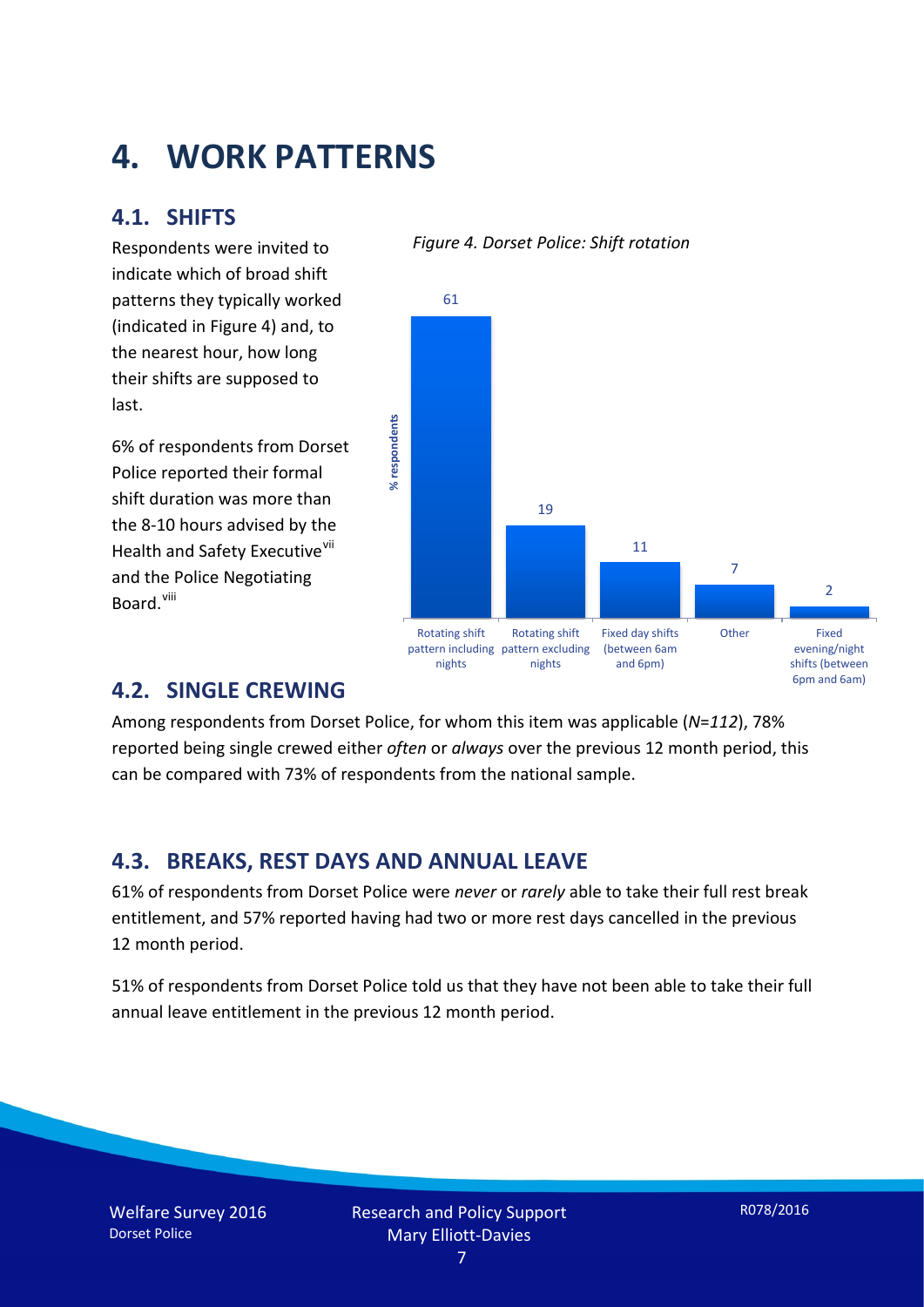# 4. WORK PATTERNS

## 4.1. SHIFTS

Respondents were invited to indicate which of broad shift patterns they typically worked (indicated in Figure 4) and, to the nearest hour, how long their shifts are supposed to last.

6% of respondents from Dorset Police reported their formal shift duration was more than the 8-10 hours advised by the Health and Safety Executive[vii] and the Police Negotiating Board.[viii]

*Figure 4. Dorset Police: Shift rotation*

| Shift pattern | % respondents |
|---|---|
| Rotating shift pattern including nights | 61 |
| Rotating shift pattern excluding nights | 19 |
| Fixed day shifts (between 6am and 6pm) | 11 |
| Other | 7 |
| Fixed evening/night shifts (between 6pm and 6am) | 2 |

## 4.2. SINGLE CREWING

Among respondents from Dorset Police, for whom this item was applicable (*N=112*), 78% reported being single crewed either *often* or *always* over the previous 12 month period, this can be compared with 73% of respondents from the national sample.

## 4.3. BREAKS, REST DAYS AND ANNUAL LEAVE

61% of respondents from Dorset Police were *never* or *rarely* able to take their full rest break entitlement, and 57% reported having had two or more rest days cancelled in the previous 12 month period.

51% of respondents from Dorset Police told us that they have not been able to take their full annual leave entitlement in the previous 12 month period.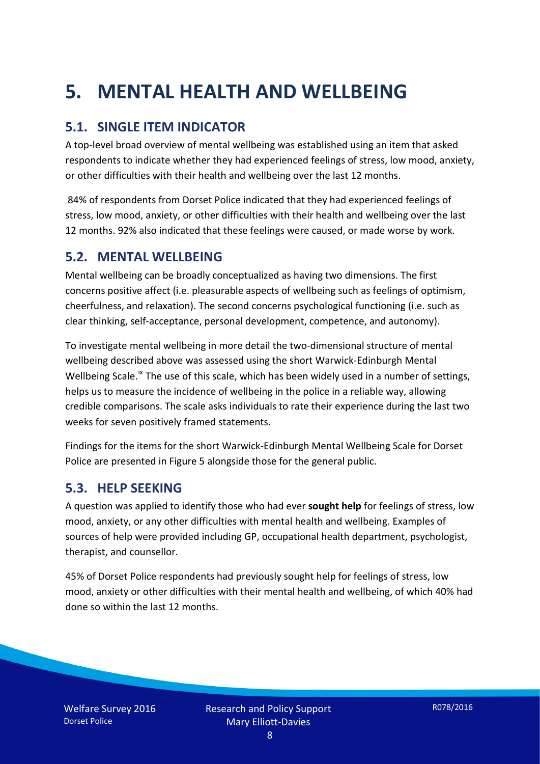# 5. MENTAL HEALTH AND WELLBEING

## 5.1. SINGLE ITEM INDICATOR

A top-level broad overview of mental wellbeing was established using an item that asked respondents to indicate whether they had experienced feelings of stress, low mood, anxiety, or other difficulties with their health and wellbeing over the last 12 months.

84% of respondents from Dorset Police indicated that they had experienced feelings of stress, low mood, anxiety, or other difficulties with their health and wellbeing over the last 12 months. 92% also indicated that these feelings were caused, or made worse by work.

## 5.2. MENTAL WELLBEING

Mental wellbeing can be broadly conceptualized as having two dimensions. The first concerns positive affect (i.e. pleasurable aspects of wellbeing such as feelings of optimism, cheerfulness, and relaxation). The second concerns psychological functioning (i.e. such as clear thinking, self-acceptance, personal development, competence, and autonomy).

To investigate mental wellbeing in more detail the two-dimensional structure of mental wellbeing described above was assessed using the short Warwick-Edinburgh Mental Wellbeing Scale.[ix] The use of this scale, which has been widely used in a number of settings, helps us to measure the incidence of wellbeing in the police in a reliable way, allowing credible comparisons. The scale asks individuals to rate their experience during the last two weeks for seven positively framed statements.

Findings for the items for the short Warwick-Edinburgh Mental Wellbeing Scale for Dorset Police are presented in Figure 5 alongside those for the general public.

## 5.3. HELP SEEKING

A question was applied to identify those who had ever **sought help** for feelings of stress, low mood, anxiety, or any other difficulties with mental health and wellbeing. Examples of sources of help were provided including GP, occupational health department, psychologist, therapist, and counsellor.

45% of Dorset Police respondents had previously sought help for feelings of stress, low mood, anxiety or other difficulties with their mental health and wellbeing, of which 40% had done so within the last 12 months.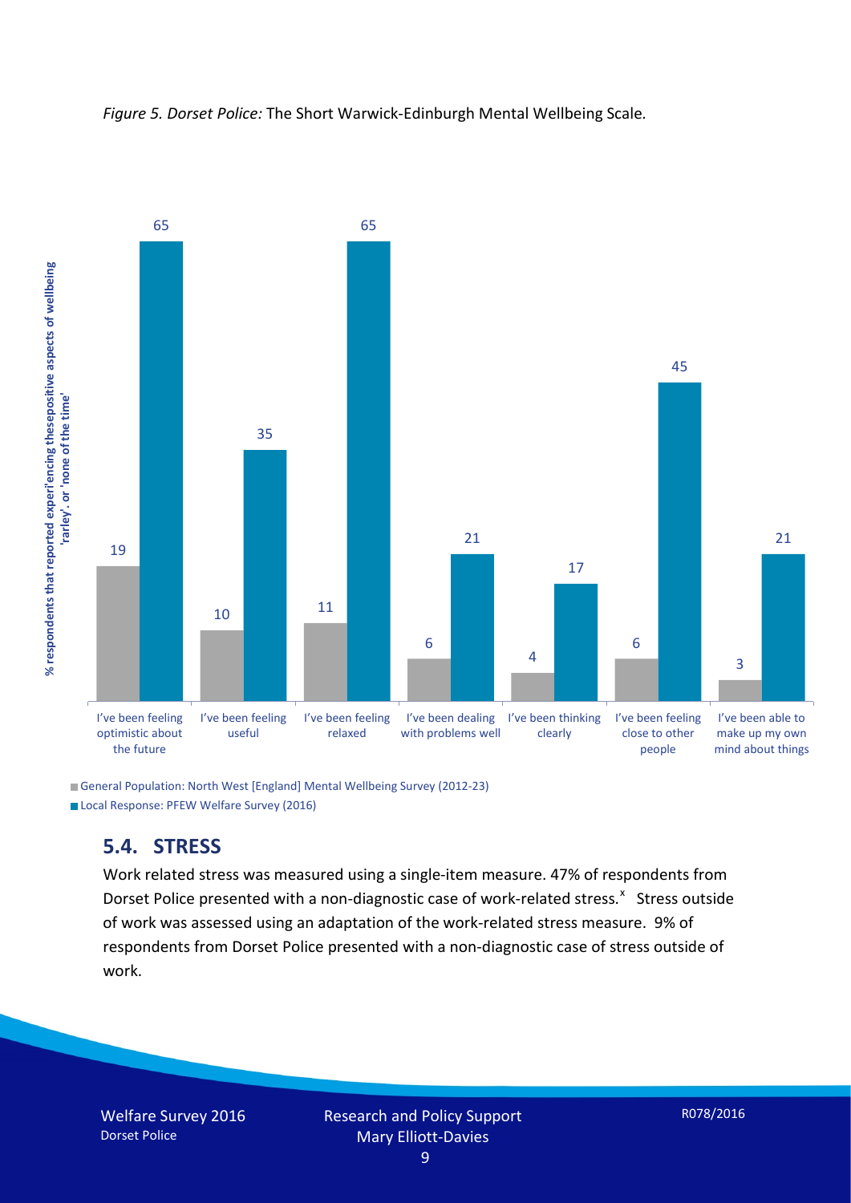*Figure 5. Dorset Police:* The Short Warwick-Edinburgh Mental Wellbeing Scale.

| | General Population: North West [England] Mental Wellbeing Survey (2012-23) | Local Response: PFEW Welfare Survey (2016) |
|---|---|---|
| I've been feeling optimistic about the future | 19 | 65 |
| I've been feeling useful | 10 | 35 |
| I've been feeling relaxed | 11 | 65 |
| I've been dealing with problems well | 6 | 21 |
| I've been thinking clearly | 4 | 17 |
| I've been feeling close to other people | 6 | 45 |
| I've been able to make up my own mind about things | 3 | 21 |

% respondents that reported experiencing thesepositive aspects of wellbeing 'rarley'. or 'none of the time'

## 5.4. STRESS

Work related stress was measured using a single-item measure. 47% of respondents from Dorset Police presented with a non-diagnostic case of work-related stress.[x] Stress outside of work was assessed using an adaptation of the work-related stress measure. 9% of respondents from Dorset Police presented with a non-diagnostic case of stress outside of work.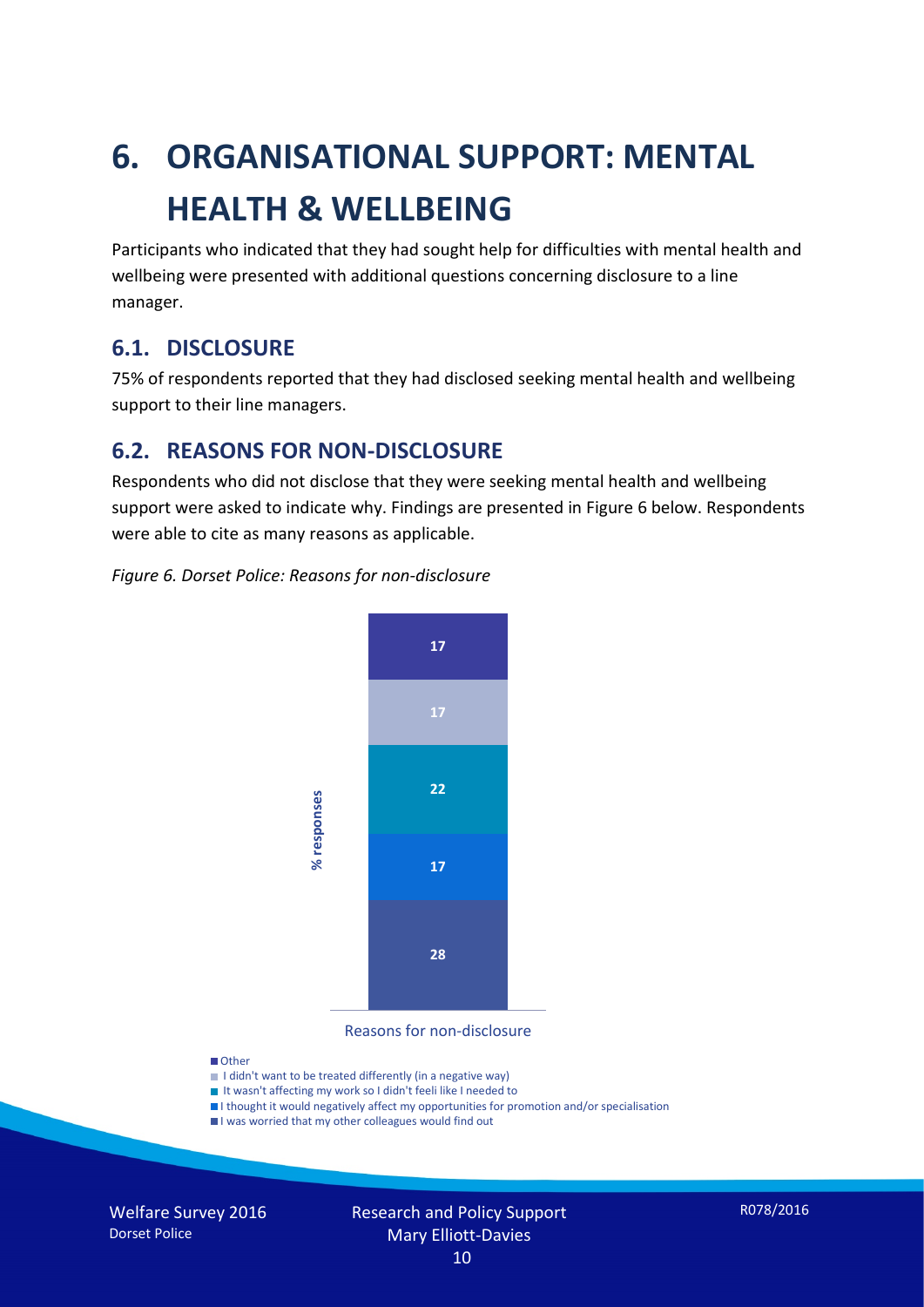# 6. ORGANISATIONAL SUPPORT: MENTAL HEALTH & WELLBEING

Participants who indicated that they had sought help for difficulties with mental health and wellbeing were presented with additional questions concerning disclosure to a line manager.

## 6.1. DISCLOSURE

75% of respondents reported that they had disclosed seeking mental health and wellbeing support to their line managers.

## 6.2. REASONS FOR NON-DISCLOSURE

Respondents who did not disclose that they were seeking mental health and wellbeing support were asked to indicate why. Findings are presented in Figure 6 below. Respondents were able to cite as many reasons as applicable.

*Figure 6. Dorset Police: Reasons for non-disclosure*

| Reasons for non-disclosure | % responses |
|---|---|
| Other | 17 |
| I didn't want to be treated differently (in a negative way) | 17 |
| It wasn't affecting my work so I didn't feeli like I needed to | 22 |
| I thought it would negatively affect my opportunities for promotion and/or specialisation | 17 |
| I was worried that my other colleagues would find out | 28 |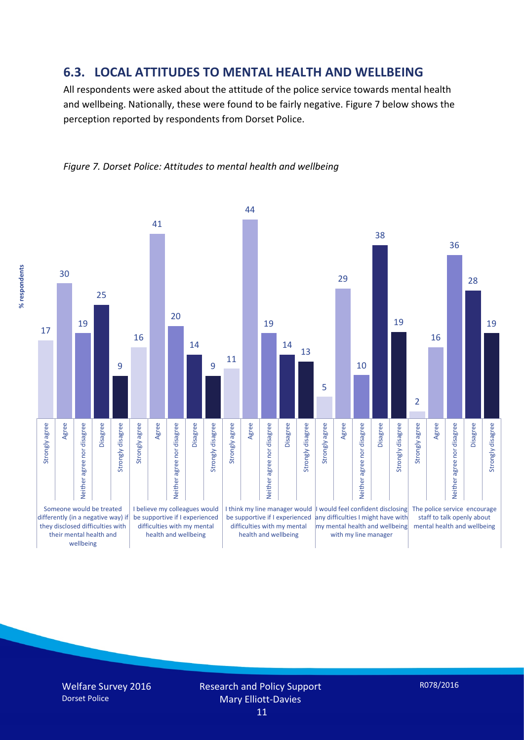## 6.3. LOCAL ATTITUDES TO MENTAL HEALTH AND WELLBEING

All respondents were asked about the attitude of the police service towards mental health and wellbeing. Nationally, these were found to be fairly negative. Figure 7 below shows the perception reported by respondents from Dorset Police.

*Figure 7. Dorset Police: Attitudes to mental health and wellbeing*

| % respondents | Strongly agree | Agree | Neither agree nor disagree | Disagree | Strongly disagree |
|---|---|---|---|---|---|
| Someone would be treated differently (in a negative way) if they disclosed difficulties with their mental health and wellbeing | 17 | 30 | 19 | 25 | 9 |
| I believe my colleagues would be supportive if I experienced difficulties with my mental health and wellbeing | 16 | 41 | 20 | 14 | 9 |
| I think my line manager would be supportive if I experienced difficulties with my mental health and wellbeing | 11 | 44 | 19 | 14 | 13 |
| I would feel confident disclosing any difficulties I might have with my mental health and wellbeing with my line manager | 5 | 29 | 10 | 38 | 19 |
| The police service encourage staff to talk openly about mental health and wellbeing | 2 | 16 | 36 | 28 | 19 |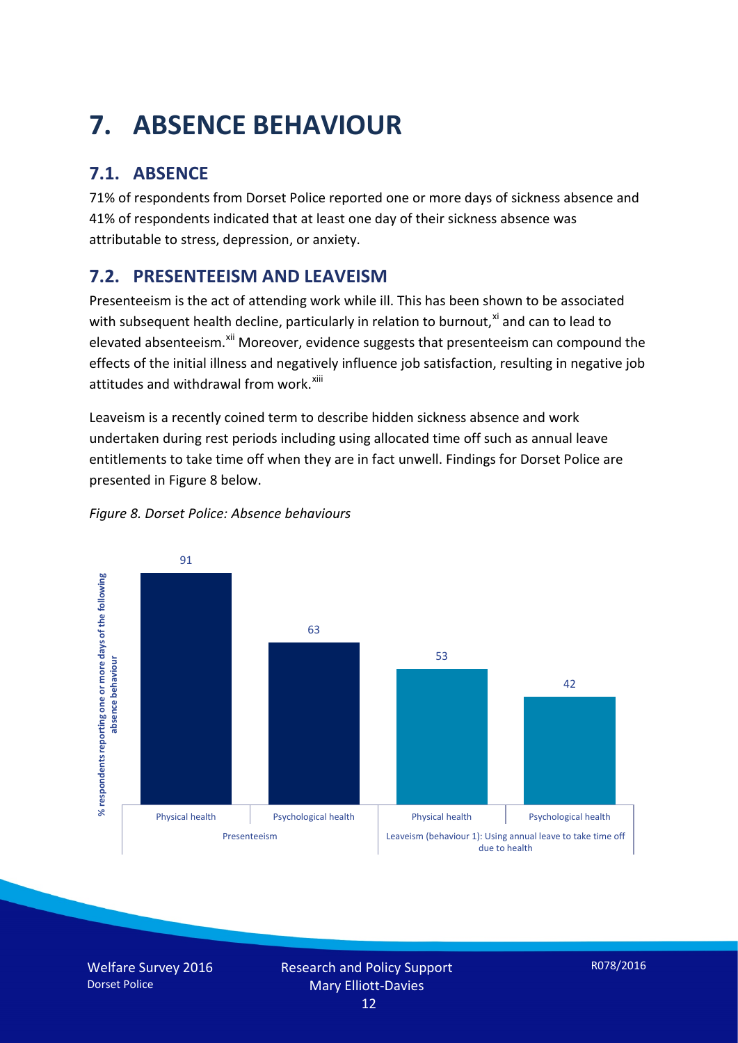# 7. ABSENCE BEHAVIOUR

## 7.1. ABSENCE

71% of respondents from Dorset Police reported one or more days of sickness absence and 41% of respondents indicated that at least one day of their sickness absence was attributable to stress, depression, or anxiety.

## 7.2. PRESENTEEISM AND LEAVEISM

Presenteeism is the act of attending work while ill. This has been shown to be associated with subsequent health decline, particularly in relation to burnout,[xi] and can to lead to elevated absenteeism.[xii] Moreover, evidence suggests that presenteeism can compound the effects of the initial illness and negatively influence job satisfaction, resulting in negative job attitudes and withdrawal from work.[xiii]

Leaveism is a recently coined term to describe hidden sickness absence and work undertaken during rest periods including using allocated time off such as annual leave entitlements to take time off when they are in fact unwell. Findings for Dorset Police are presented in Figure 8 below.

*Figure 8. Dorset Police: Absence behaviours*

| % respondents reporting one or more days of the following absence behaviour | | |
|---|---|---|
| Presenteeism | Physical health | 91 |
| Presenteeism | Psychological health | 63 |
| Leaveism (behaviour 1): Using annual leave to take time off due to health | Physical health | 53 |
| Leaveism (behaviour 1): Using annual leave to take time off due to health | Psychological health | 42 |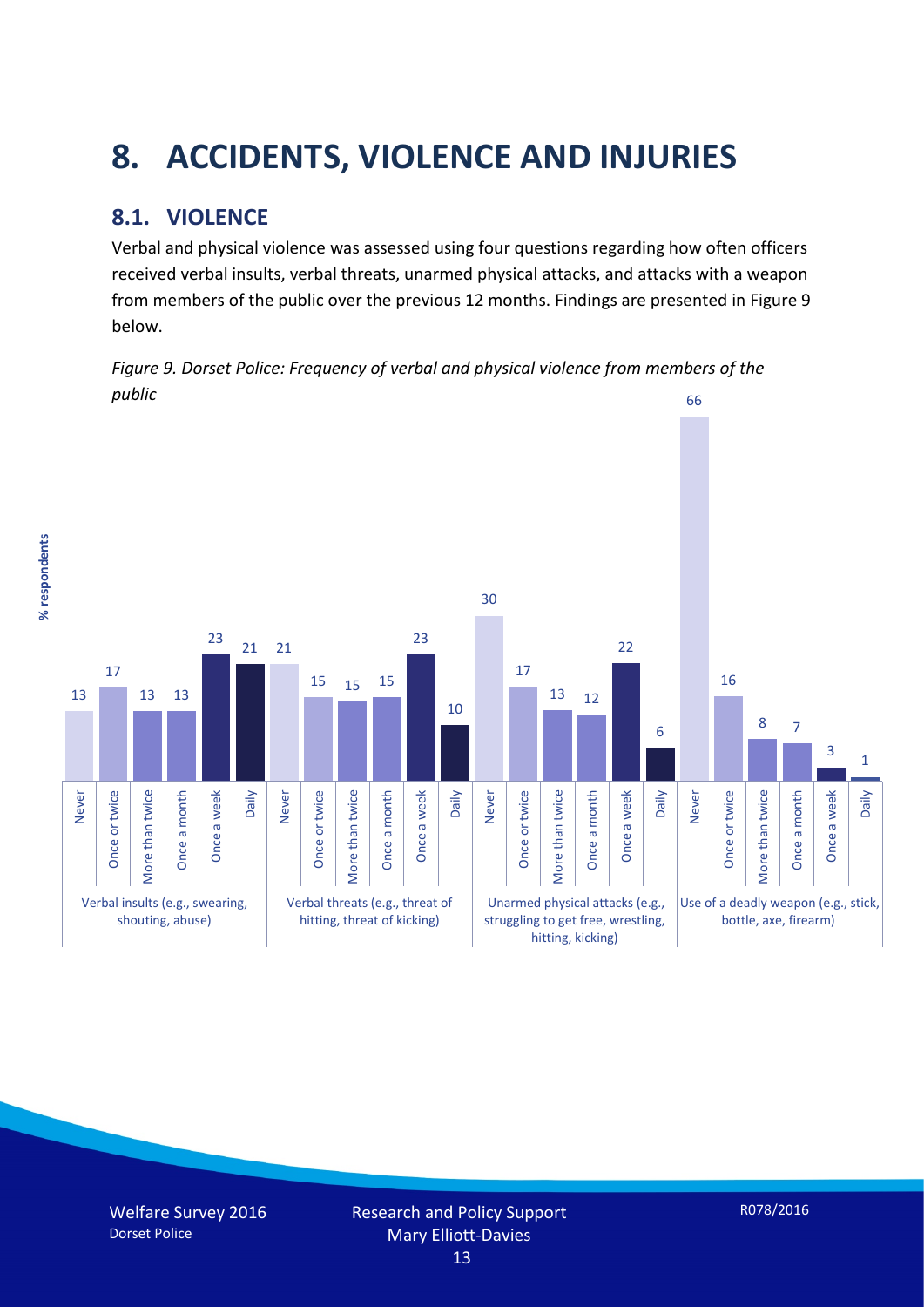# 8. ACCIDENTS, VIOLENCE AND INJURIES

## 8.1. VIOLENCE

Verbal and physical violence was assessed using four questions regarding how often officers received verbal insults, verbal threats, unarmed physical attacks, and attacks with a weapon from members of the public over the previous 12 months. Findings are presented in Figure 9 below.

*Figure 9. Dorset Police: Frequency of verbal and physical violence from members of the public*

| % respondents | Never | Once or twice | More than twice | Once a month | Once a week | Daily |
|---|---|---|---|---|---|---|
| Verbal insults (e.g., swearing, shouting, abuse) | 13 | 17 | 13 | 13 | 23 | 21 |
| Verbal threats (e.g., threat of hitting, threat of kicking) | 21 | 15 | 15 | 15 | 23 | 10 |
| Unarmed physical attacks (e.g., struggling to get free, wrestling, hitting, kicking) | 30 | 17 | 13 | 12 | 22 | 6 |
| Use of a deadly weapon (e.g., stick, bottle, axe, firearm) | 66 | 16 | 8 | 7 | 3 | 1 |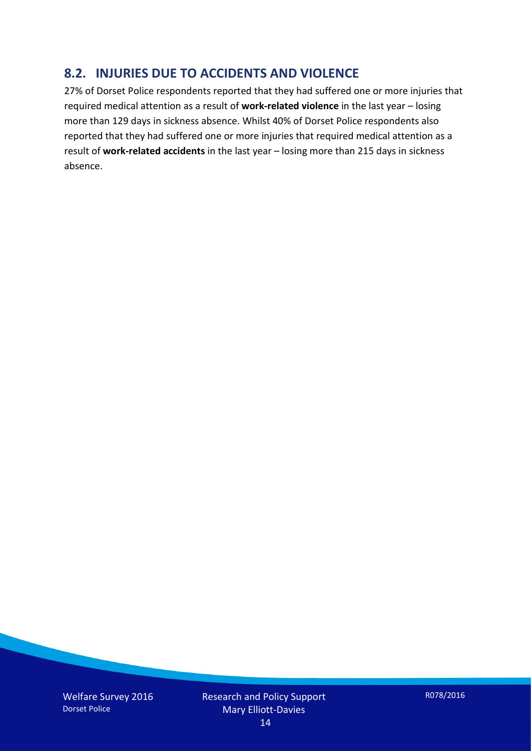## 8.2. INJURIES DUE TO ACCIDENTS AND VIOLENCE

27% of Dorset Police respondents reported that they had suffered one or more injuries that required medical attention as a result of **work-related violence** in the last year – losing more than 129 days in sickness absence. Whilst 40% of Dorset Police respondents also reported that they had suffered one or more injuries that required medical attention as a result of **work-related accidents** in the last year – losing more than 215 days in sickness absence.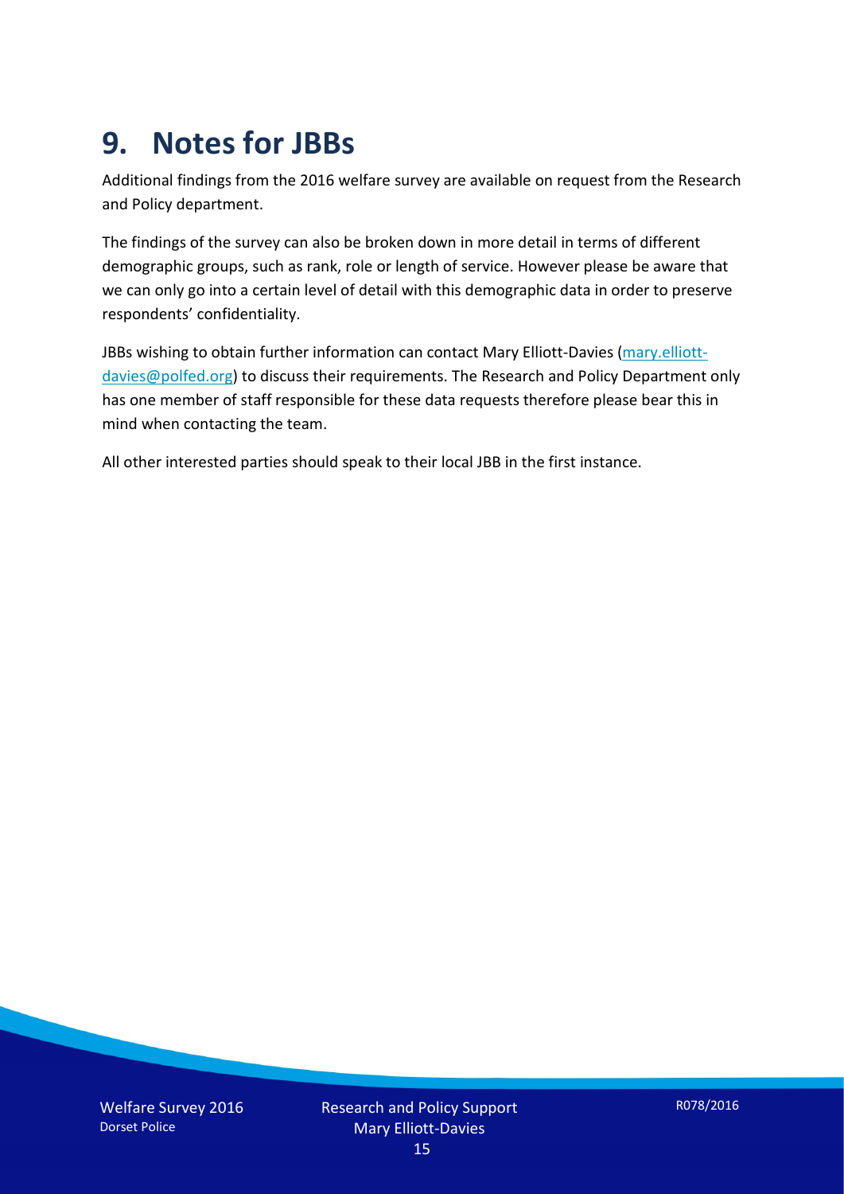# 9. Notes for JBBs

Additional findings from the 2016 welfare survey are available on request from the Research and Policy department.

The findings of the survey can also be broken down in more detail in terms of different demographic groups, such as rank, role or length of service. However please be aware that we can only go into a certain level of detail with this demographic data in order to preserve respondents' confidentiality.

JBBs wishing to obtain further information can contact Mary Elliott-Davies (mary.elliott-davies@polfed.org) to discuss their requirements. The Research and Policy Department only has one member of staff responsible for these data requests therefore please bear this in mind when contacting the team.

All other interested parties should speak to their local JBB in the first instance.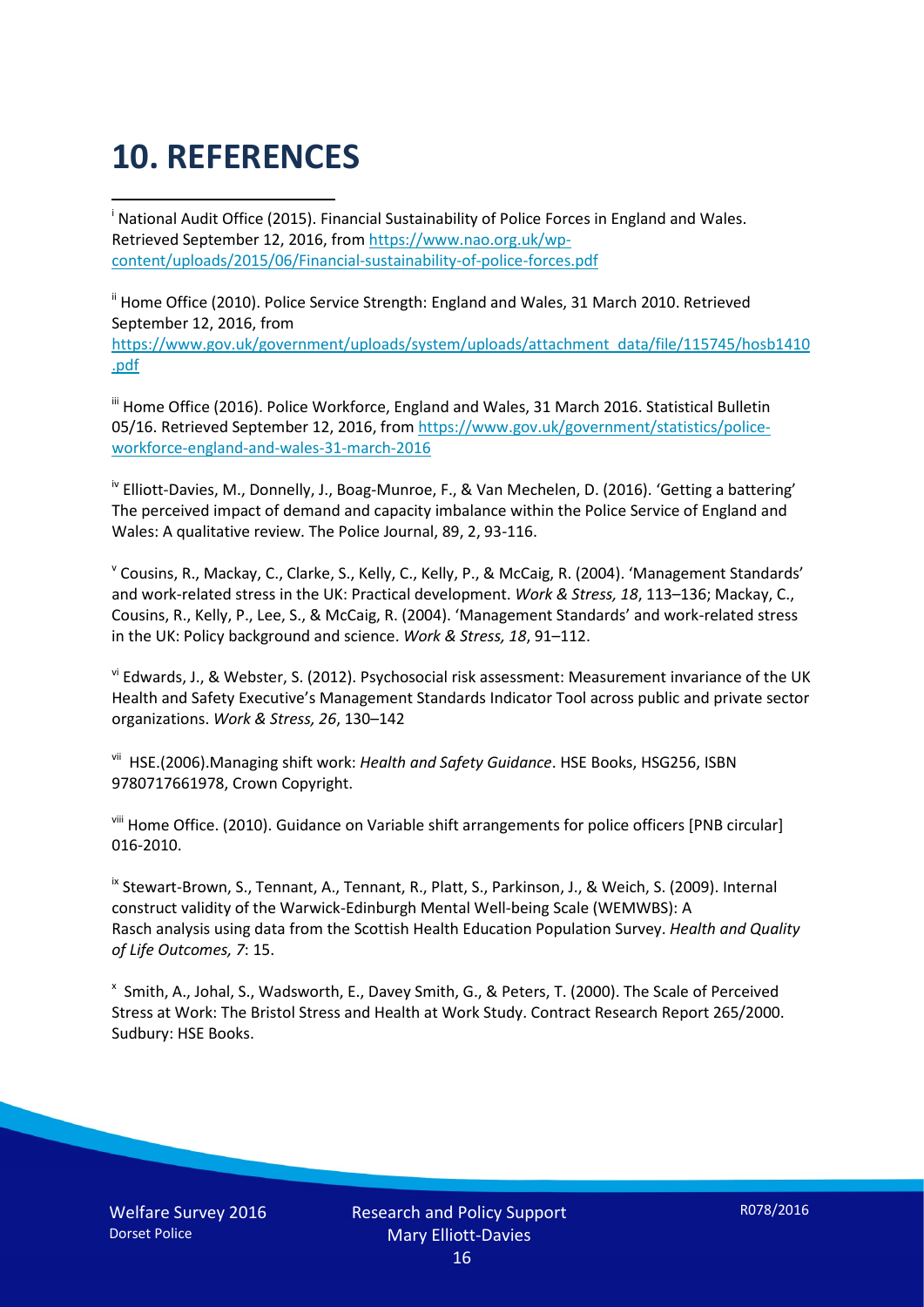# 10. REFERENCES

[i] National Audit Office (2015). Financial Sustainability of Police Forces in England and Wales. Retrieved September 12, 2016, from https://www.nao.org.uk/wp-content/uploads/2015/06/Financial-sustainability-of-police-forces.pdf

[ii] Home Office (2010). Police Service Strength: England and Wales, 31 March 2010. Retrieved September 12, 2016, from https://www.gov.uk/government/uploads/system/uploads/attachment_data/file/115745/hosb1410.pdf

[iii] Home Office (2016). Police Workforce, England and Wales, 31 March 2016. Statistical Bulletin 05/16. Retrieved September 12, 2016, from https://www.gov.uk/government/statistics/police-workforce-england-and-wales-31-march-2016

[iv] Elliott-Davies, M., Donnelly, J., Boag-Munroe, F., & Van Mechelen, D. (2016). 'Getting a battering' The perceived impact of demand and capacity imbalance within the Police Service of England and Wales: A qualitative review. The Police Journal, 89, 2, 93-116.

[v] Cousins, R., Mackay, C., Clarke, S., Kelly, C., Kelly, P., & McCaig, R. (2004). 'Management Standards' and work-related stress in the UK: Practical development. *Work & Stress, 18*, 113–136; Mackay, C., Cousins, R., Kelly, P., Lee, S., & McCaig, R. (2004). 'Management Standards' and work-related stress in the UK: Policy background and science. *Work & Stress, 18*, 91–112.

[vi] Edwards, J., & Webster, S. (2012). Psychosocial risk assessment: Measurement invariance of the UK Health and Safety Executive's Management Standards Indicator Tool across public and private sector organizations. *Work & Stress, 26*, 130–142

[vii] HSE.(2006).Managing shift work: *Health and Safety Guidance*. HSE Books, HSG256, ISBN 9780717661978, Crown Copyright.

[viii] Home Office. (2010). Guidance on Variable shift arrangements for police officers [PNB circular] 016-2010.

[ix] Stewart-Brown, S., Tennant, A., Tennant, R., Platt, S., Parkinson, J., & Weich, S. (2009). Internal construct validity of the Warwick-Edinburgh Mental Well-being Scale (WEMWBS): A Rasch analysis using data from the Scottish Health Education Population Survey. *Health and Quality of Life Outcomes, 7*: 15.

[x] Smith, A., Johal, S., Wadsworth, E., Davey Smith, G., & Peters, T. (2000). The Scale of Perceived Stress at Work: The Bristol Stress and Health at Work Study. Contract Research Report 265/2000. Sudbury: HSE Books.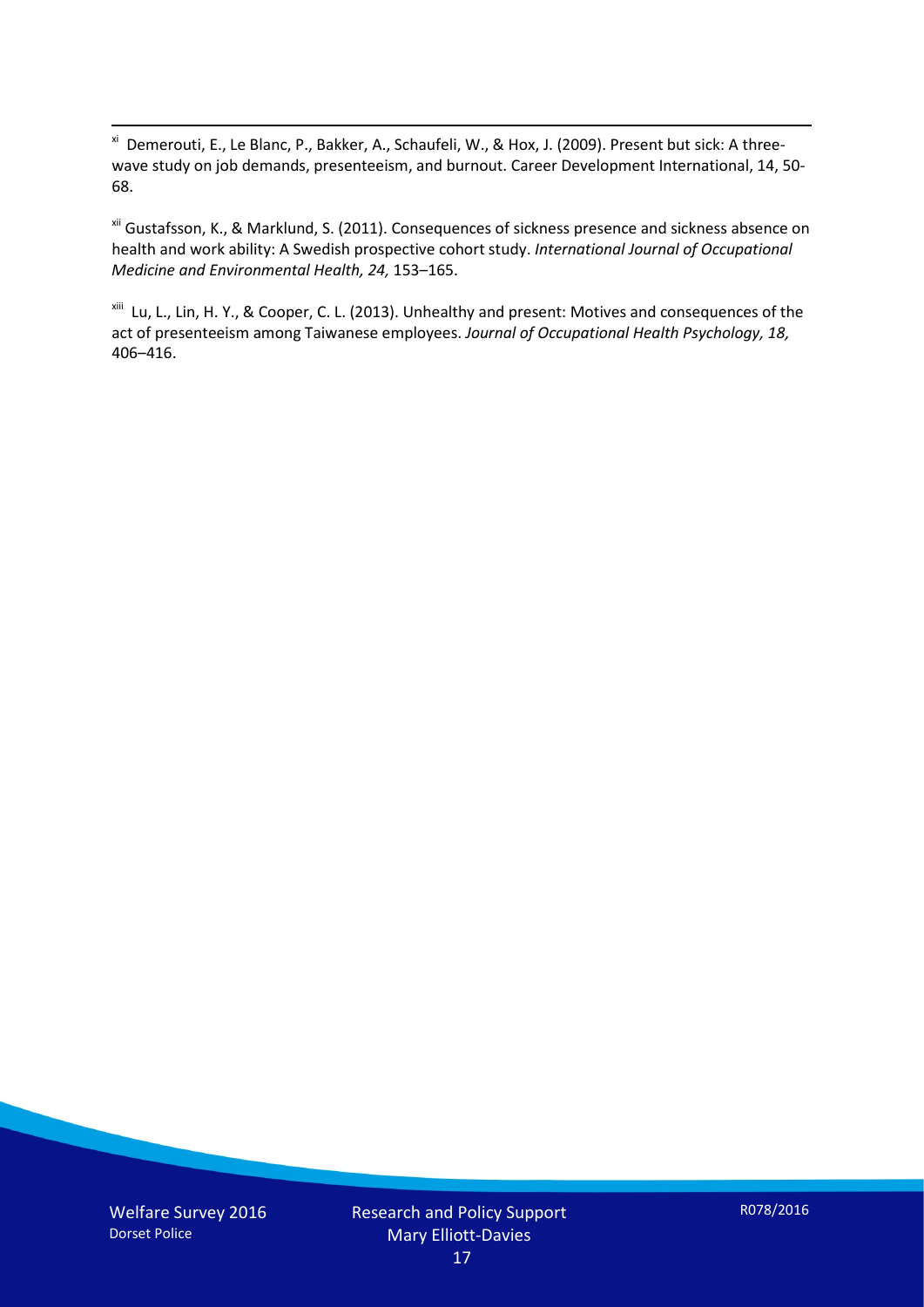[xi] Demerouti, E., Le Blanc, P., Bakker, A., Schaufeli, W., & Hox, J. (2009). Present but sick: A three-wave study on job demands, presenteeism, and burnout. Career Development International, 14, 50-68.

[xii] Gustafsson, K., & Marklund, S. (2011). Consequences of sickness presence and sickness absence on health and work ability: A Swedish prospective cohort study. *International Journal of Occupational Medicine and Environmental Health, 24,* 153–165.

[xiii] Lu, L., Lin, H. Y., & Cooper, C. L. (2013). Unhealthy and present: Motives and consequences of the act of presenteeism among Taiwanese employees. *Journal of Occupational Health Psychology, 18,* 406–416.